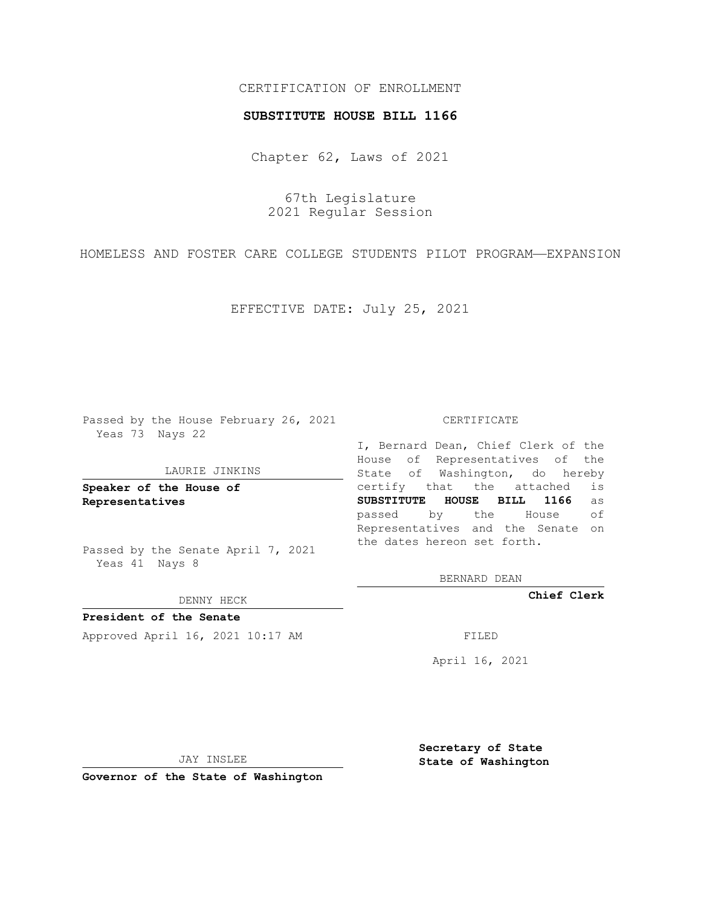CERTIFICATION OF ENROLLMENT

**SUBSTITUTE HOUSE BILL 1166**

Chapter 62, Laws of 2021

67th Legislature
2021 Regular Session

HOMELESS AND FOSTER CARE COLLEGE STUDENTS PILOT PROGRAM—EXPANSION

EFFECTIVE DATE: July 25, 2021

Passed by the House February 26, 2021
Yeas 73 Nays 22

LAURIE JINKINS

**Speaker of the House of Representatives**

Passed by the Senate April 7, 2021
Yeas 41 Nays 8

DENNY HECK

**President of the Senate**

Approved April 16, 2021 10:17 AM

JAY INSLEE

**Governor of the State of Washington**

CERTIFICATE

I, Bernard Dean, Chief Clerk of the House of Representatives of the State of Washington, do hereby certify that the attached is **SUBSTITUTE HOUSE BILL 1166** as passed by the House of Representatives and the Senate on the dates hereon set forth.

BERNARD DEAN

**Chief Clerk**

FILED

April 16, 2021

**Secretary of State**
**State of Washington**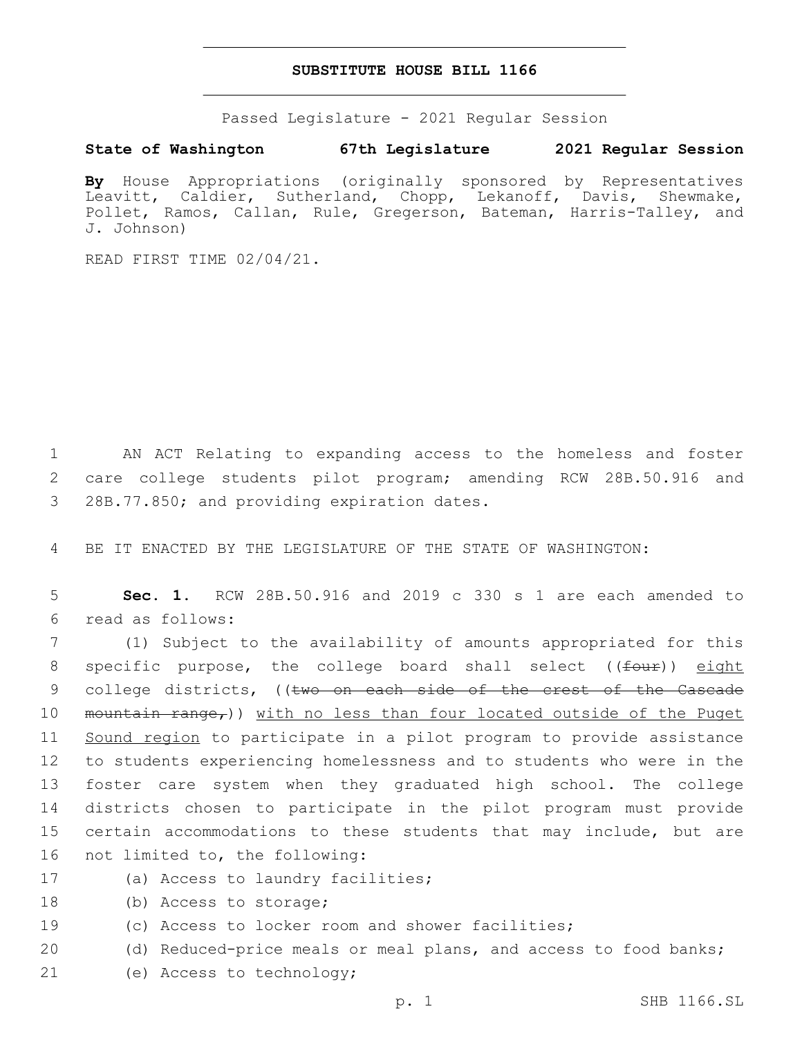# SUBSTITUTE HOUSE BILL 1166

Passed Legislature - 2021 Regular Session

**State of Washington 67th Legislature 2021 Regular Session**

**By** House Appropriations (originally sponsored by Representatives Leavitt, Caldier, Sutherland, Chopp, Lekanoff, Davis, Shewmake, Pollet, Ramos, Callan, Rule, Gregerson, Bateman, Harris-Talley, and J. Johnson)

READ FIRST TIME 02/04/21.

1 AN ACT Relating to expanding access to the homeless and foster 2 care college students pilot program; amending RCW 28B.50.916 and 3 28B.77.850; and providing expiration dates.

4 BE IT ENACTED BY THE LEGISLATURE OF THE STATE OF WASHINGTON:

5 **Sec. 1.** RCW 28B.50.916 and 2019 c 330 s 1 are each amended to 6 read as follows:

7 (1) Subject to the availability of amounts appropriated for this 8 specific purpose, the college board shall select ((~~four~~)) <u>eight</u> 9 college districts, ((~~two on each side of the crest of the Cascade~~ 10 ~~mountain range,~~)) <u>with no less than four located outside of the Puget</u> 11 <u>Sound region</u> to participate in a pilot program to provide assistance 12 to students experiencing homelessness and to students who were in the 13 foster care system when they graduated high school. The college 14 districts chosen to participate in the pilot program must provide 15 certain accommodations to these students that may include, but are 16 not limited to, the following:

17 (a) Access to laundry facilities;

18 (b) Access to storage;

19 (c) Access to locker room and shower facilities;

20 (d) Reduced-price meals or meal plans, and access to food banks;

21 (e) Access to technology;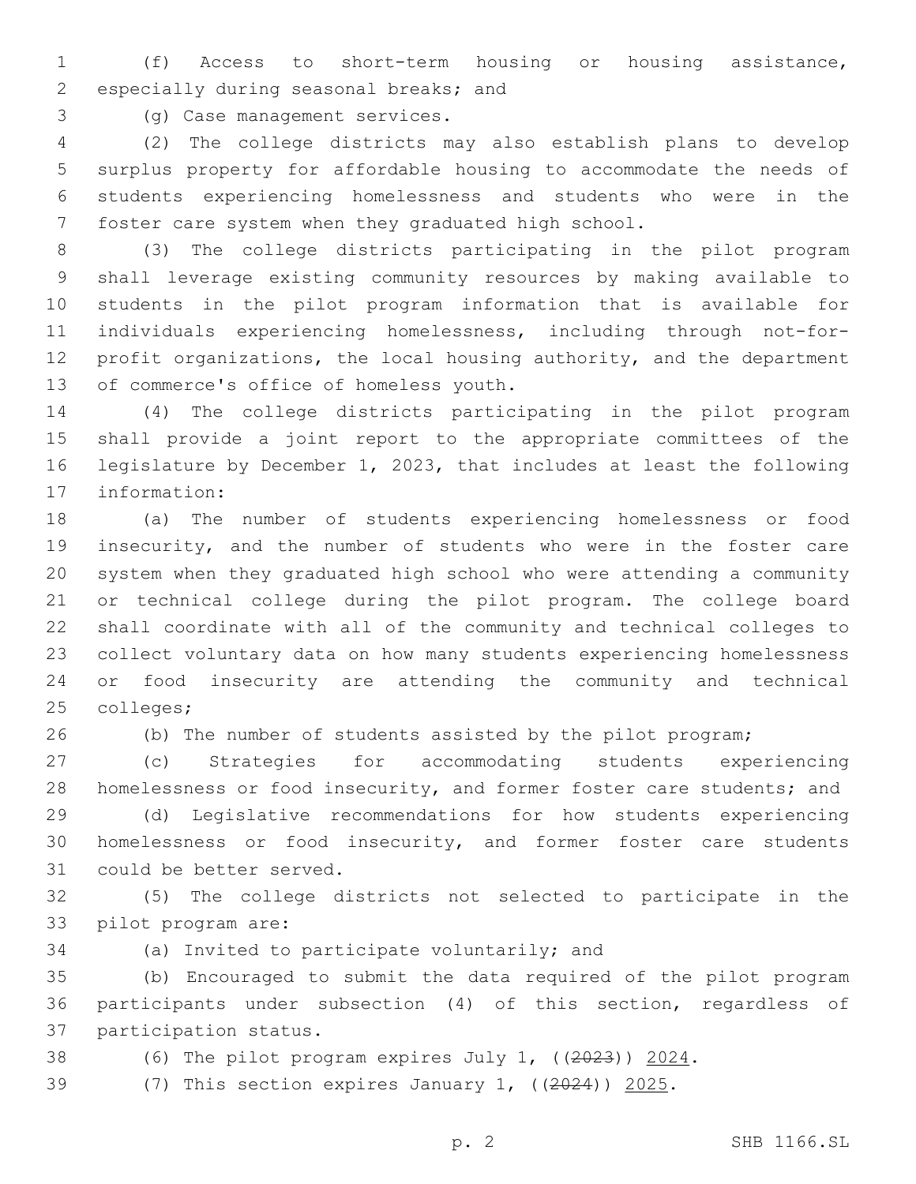(f) Access to short-term housing or housing assistance, especially during seasonal breaks; and

(g) Case management services.

(2) The college districts may also establish plans to develop surplus property for affordable housing to accommodate the needs of students experiencing homelessness and students who were in the foster care system when they graduated high school.

(3) The college districts participating in the pilot program shall leverage existing community resources by making available to students in the pilot program information that is available for individuals experiencing homelessness, including through not-for-profit organizations, the local housing authority, and the department of commerce's office of homeless youth.

(4) The college districts participating in the pilot program shall provide a joint report to the appropriate committees of the legislature by December 1, 2023, that includes at least the following information:

(a) The number of students experiencing homelessness or food insecurity, and the number of students who were in the foster care system when they graduated high school who were attending a community or technical college during the pilot program. The college board shall coordinate with all of the community and technical colleges to collect voluntary data on how many students experiencing homelessness or food insecurity are attending the community and technical colleges;

(b) The number of students assisted by the pilot program;

(c) Strategies for accommodating students experiencing homelessness or food insecurity, and former foster care students; and

(d) Legislative recommendations for how students experiencing homelessness or food insecurity, and former foster care students could be better served.

(5) The college districts not selected to participate in the pilot program are:

(a) Invited to participate voluntarily; and

(b) Encouraged to submit the data required of the pilot program participants under subsection (4) of this section, regardless of participation status.

(6) The pilot program expires July 1, ((~~2023~~)) <u>2024</u>.

(7) This section expires January 1, ((~~2024~~)) <u>2025</u>.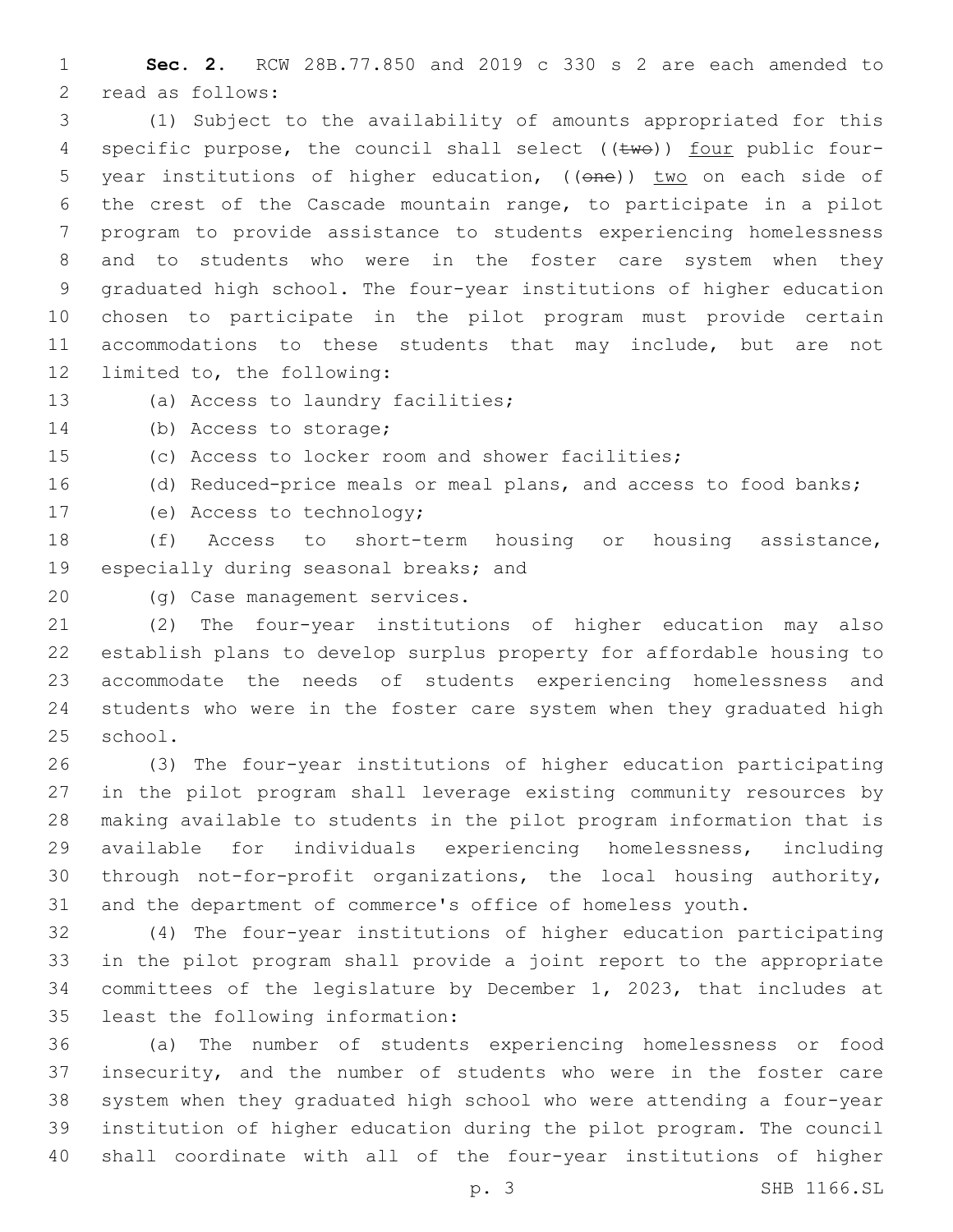**Sec. 2.** RCW 28B.77.850 and 2019 c 330 s 2 are each amended to read as follows:

(1) Subject to the availability of amounts appropriated for this specific purpose, the council shall select ((~~two~~)) four public four-year institutions of higher education, ((~~one~~)) two on each side of the crest of the Cascade mountain range, to participate in a pilot program to provide assistance to students experiencing homelessness and to students who were in the foster care system when they graduated high school. The four-year institutions of higher education chosen to participate in the pilot program must provide certain accommodations to these students that may include, but are not limited to, the following:

(a) Access to laundry facilities;

(b) Access to storage;

(c) Access to locker room and shower facilities;

(d) Reduced-price meals or meal plans, and access to food banks;

(e) Access to technology;

(f) Access to short-term housing or housing assistance, especially during seasonal breaks; and

(g) Case management services.

(2) The four-year institutions of higher education may also establish plans to develop surplus property for affordable housing to accommodate the needs of students experiencing homelessness and students who were in the foster care system when they graduated high school.

(3) The four-year institutions of higher education participating in the pilot program shall leverage existing community resources by making available to students in the pilot program information that is available for individuals experiencing homelessness, including through not-for-profit organizations, the local housing authority, and the department of commerce's office of homeless youth.

(4) The four-year institutions of higher education participating in the pilot program shall provide a joint report to the appropriate committees of the legislature by December 1, 2023, that includes at least the following information:

(a) The number of students experiencing homelessness or food insecurity, and the number of students who were in the foster care system when they graduated high school who were attending a four-year institution of higher education during the pilot program. The council shall coordinate with all of the four-year institutions of higher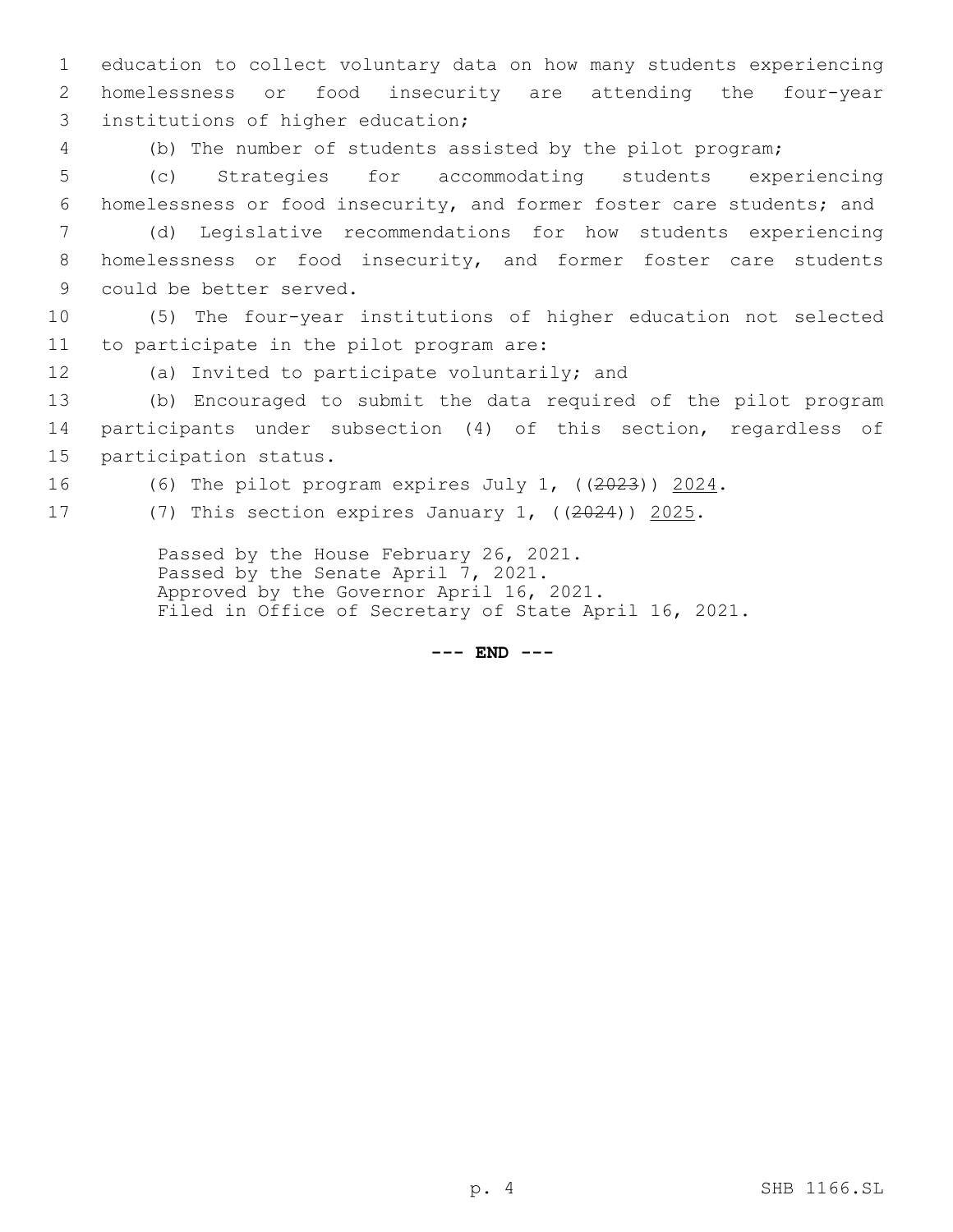education to collect voluntary data on how many students experiencing homelessness or food insecurity are attending the four-year institutions of higher education;

(b) The number of students assisted by the pilot program;

(c) Strategies for accommodating students experiencing homelessness or food insecurity, and former foster care students; and

(d) Legislative recommendations for how students experiencing homelessness or food insecurity, and former foster care students could be better served.

(5) The four-year institutions of higher education not selected to participate in the pilot program are:

(a) Invited to participate voluntarily; and

(b) Encouraged to submit the data required of the pilot program participants under subsection (4) of this section, regardless of participation status.

(6) The pilot program expires July 1, ((~~2023~~)) 2024.

(7) This section expires January 1, ((~~2024~~)) 2025.

Passed by the House February 26, 2021.
Passed by the Senate April 7, 2021.
Approved by the Governor April 16, 2021.
Filed in Office of Secretary of State April 16, 2021.

**--- END ---**